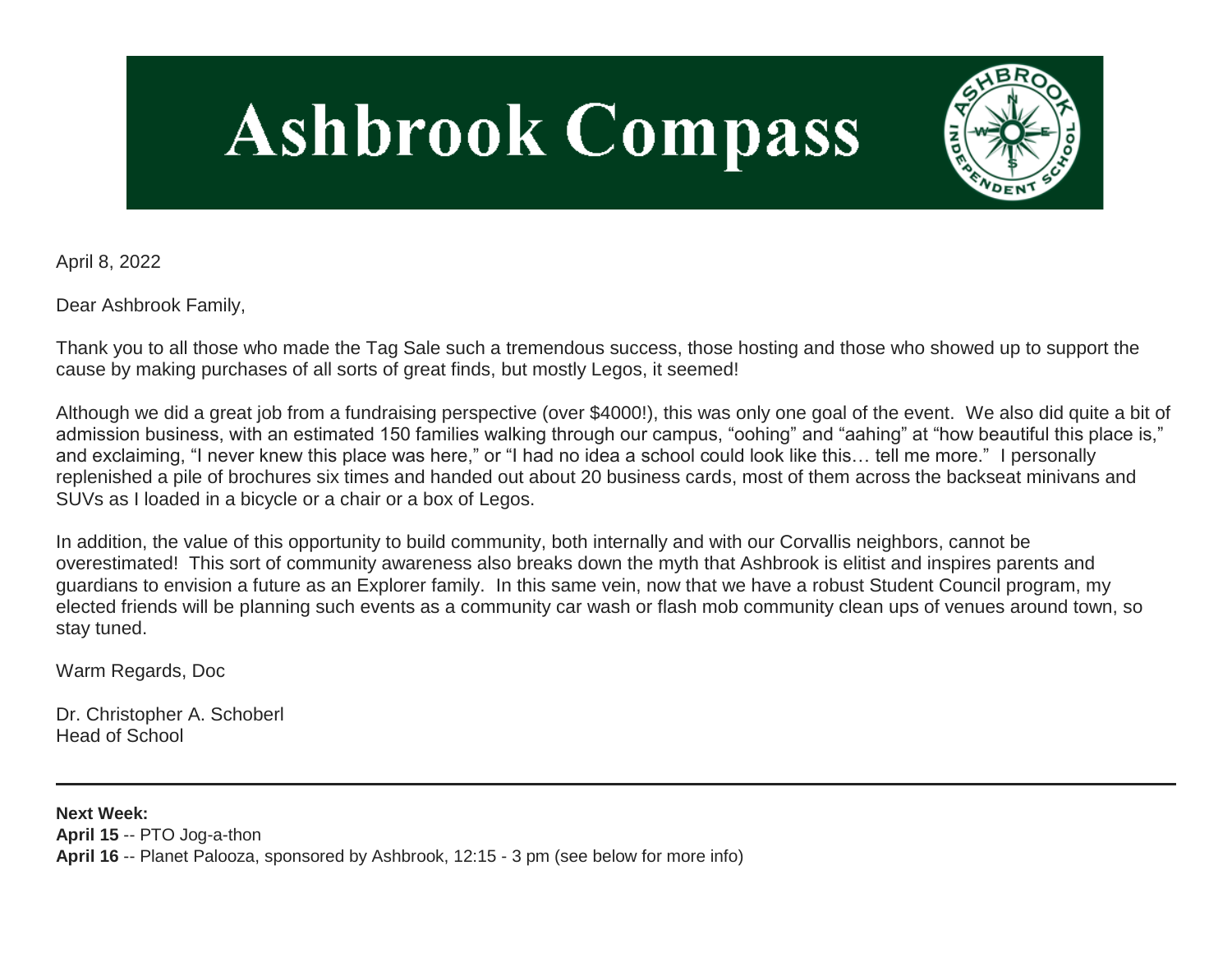# Ashbrook Compass

April 8, 2022

Dear Ashbrook Family,

Thank you to all those who made the Tag Sale such a tremendous success, those hosting and those who showed up to support the cause by making purchases of all sorts of great finds, but mostly Legos, it seemed!

Although we did a great job from a fundraising perspective (over $4000!), this was only one goal of the event. We also did quite a bit of admission business, with an estimated 150 families walking through our campus, "oohing" and "aahing" at "how beautiful this place is," and exclaiming, "I never knew this place was here," or "I had no idea a school could look like this… tell me more." I personally replenished a pile of brochures six times and handed out about 20 business cards, most of them across the backseat minivans and SUVs as I loaded in a bicycle or a chair or a box of Legos.

In addition, the value of this opportunity to build community, both internally and with our Corvallis neighbors, cannot be overestimated! This sort of community awareness also breaks down the myth that Ashbrook is elitist and inspires parents and guardians to envision a future as an Explorer family. In this same vein, now that we have a robust Student Council program, my elected friends will be planning such events as a community car wash or flash mob community clean ups of venues around town, so stay tuned.

Warm Regards, Doc

Dr. Christopher A. Schoberl
Head of School

---

**Next Week:**
**April 15** -- PTO Jog-a-thon
**April 16** -- Planet Palooza, sponsored by Ashbrook, 12:15 - 3 pm (see below for more info)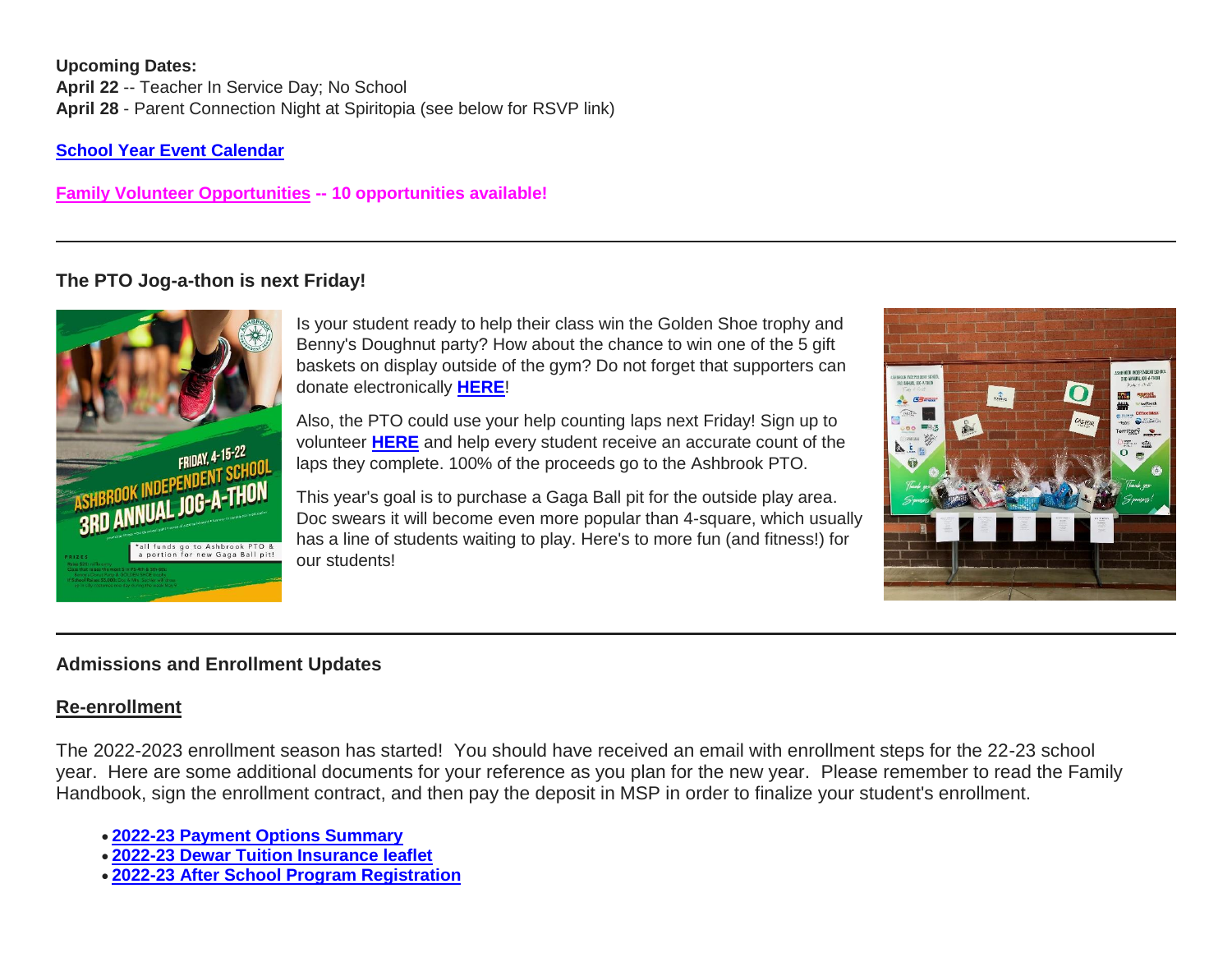**Upcoming Dates:**
**April 22** -- Teacher In Service Day; No School
**April 28** - Parent Connection Night at Spiritopia (see below for RSVP link)

**School Year Event Calendar**

**Family Volunteer Opportunities -- 10 opportunities available!**

---

### The PTO Jog-a-thon is next Friday!

Is your student ready to help their class win the Golden Shoe trophy and Benny's Doughnut party? How about the chance to win one of the 5 gift baskets on display outside of the gym? Do not forget that supporters can donate electronically **HERE**!

Also, the PTO could use your help counting laps next Friday! Sign up to volunteer **HERE** and help every student receive an accurate count of the laps they complete. 100% of the proceeds go to the Ashbrook PTO.

This year's goal is to purchase a Gaga Ball pit for the outside play area. Doc swears it will become even more popular than 4-square, which usually has a line of students waiting to play. Here's to more fun (and fitness!) for our students!

---

### Admissions and Enrollment Updates

#### Re-enrollment

The 2022-2023 enrollment season has started! You should have received an email with enrollment steps for the 22-23 school year. Here are some additional documents for your reference as you plan for the new year. Please remember to read the Family Handbook, sign the enrollment contract, and then pay the deposit in MSP in order to finalize your student's enrollment.

- **2022-23 Payment Options Summary**
- **2022-23 Dewar Tuition Insurance leaflet**
- **2022-23 After School Program Registration**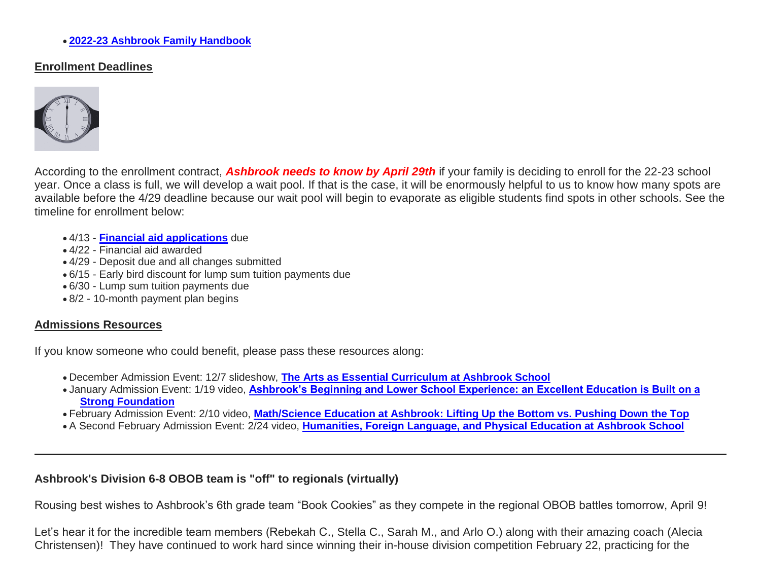- **2022-23 Ashbrook Family Handbook**

## Enrollment Deadlines

According to the enrollment contract, ***Ashbrook needs to know by April 29th*** if your family is deciding to enroll for the 22-23 school year. Once a class is full, we will develop a wait pool. If that is the case, it will be enormously helpful to us to know how many spots are available before the 4/29 deadline because our wait pool will begin to evaporate as eligible students find spots in other schools. See the timeline for enrollment below:

- 4/13 - **Financial aid applications** due
- 4/22 - Financial aid awarded
- 4/29 - Deposit due and all changes submitted
- 6/15 - Early bird discount for lump sum tuition payments due
- 6/30 - Lump sum tuition payments due
- 8/2 - 10-month payment plan begins

## Admissions Resources

If you know someone who could benefit, please pass these resources along:

- December Admission Event: 12/7 slideshow, **The Arts as Essential Curriculum at Ashbrook School**
- January Admission Event: 1/19 video, **Ashbrook's Beginning and Lower School Experience: an Excellent Education is Built on a Strong Foundation**
- February Admission Event: 2/10 video, **Math/Science Education at Ashbrook: Lifting Up the Bottom vs. Pushing Down the Top**
- A Second February Admission Event: 2/24 video, **Humanities, Foreign Language, and Physical Education at Ashbrook School**

---

### Ashbrook's Division 6-8 OBOB team is "off" to regionals (virtually)

Rousing best wishes to Ashbrook's 6th grade team "Book Cookies" as they compete in the regional OBOB battles tomorrow, April 9!

Let's hear it for the incredible team members (Rebekah C., Stella C., Sarah M., and Arlo O.) along with their amazing coach (Alecia Christensen)! They have continued to work hard since winning their in-house division competition February 22, practicing for the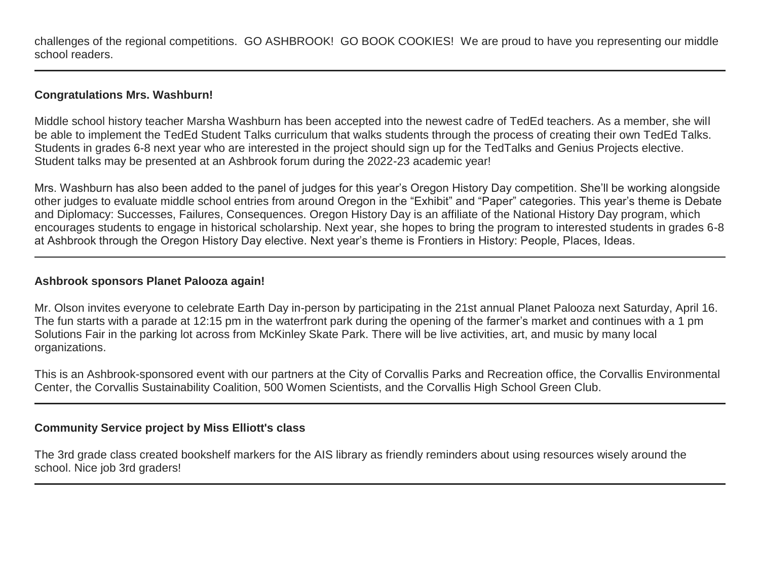challenges of the regional competitions. GO ASHBROOK! GO BOOK COOKIES! We are proud to have you representing our middle school readers.

---

**Congratulations Mrs. Washburn!**

Middle school history teacher Marsha Washburn has been accepted into the newest cadre of TedEd teachers. As a member, she will be able to implement the TedEd Student Talks curriculum that walks students through the process of creating their own TedEd Talks. Students in grades 6-8 next year who are interested in the project should sign up for the TedTalks and Genius Projects elective. Student talks may be presented at an Ashbrook forum during the 2022-23 academic year!

Mrs. Washburn has also been added to the panel of judges for this year's Oregon History Day competition. She'll be working alongside other judges to evaluate middle school entries from around Oregon in the "Exhibit" and "Paper" categories. This year's theme is Debate and Diplomacy: Successes, Failures, Consequences. Oregon History Day is an affiliate of the National History Day program, which encourages students to engage in historical scholarship. Next year, she hopes to bring the program to interested students in grades 6-8 at Ashbrook through the Oregon History Day elective. Next year's theme is Frontiers in History: People, Places, Ideas.

---

**Ashbrook sponsors Planet Palooza again!**

Mr. Olson invites everyone to celebrate Earth Day in-person by participating in the 21st annual Planet Palooza next Saturday, April 16. The fun starts with a parade at 12:15 pm in the waterfront park during the opening of the farmer's market and continues with a 1 pm Solutions Fair in the parking lot across from McKinley Skate Park. There will be live activities, art, and music by many local organizations.

This is an Ashbrook-sponsored event with our partners at the City of Corvallis Parks and Recreation office, the Corvallis Environmental Center, the Corvallis Sustainability Coalition, 500 Women Scientists, and the Corvallis High School Green Club.

---

**Community Service project by Miss Elliott's class**

The 3rd grade class created bookshelf markers for the AIS library as friendly reminders about using resources wisely around the school. Nice job 3rd graders!

---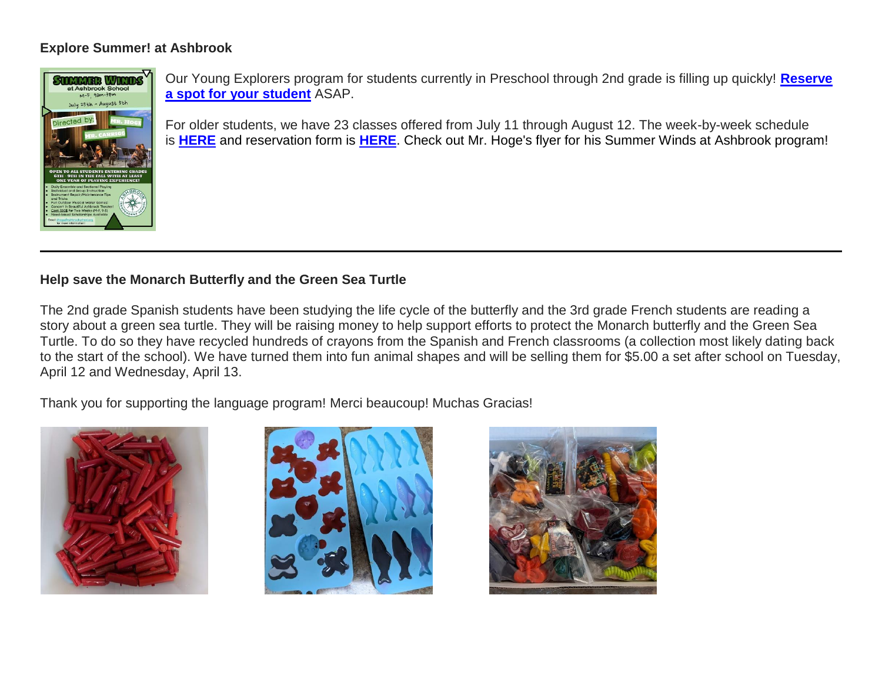**Explore Summer! at Ashbrook**

Our Young Explorers program for students currently in Preschool through 2nd grade is filling up quickly! **Reserve a spot for your student** ASAP.

For older students, we have 23 classes offered from July 11 through August 12. The week-by-week schedule is **HERE** and reservation form is **HERE**. Check out Mr. Hoge's flyer for his Summer Winds at Ashbrook program!

---

**Help save the Monarch Butterfly and the Green Sea Turtle**

The 2nd grade Spanish students have been studying the life cycle of the butterfly and the 3rd grade French students are reading a story about a green sea turtle. They will be raising money to help support efforts to protect the Monarch butterfly and the Green Sea Turtle. To do so they have recycled hundreds of crayons from the Spanish and French classrooms (a collection most likely dating back to the start of the school). We have turned them into fun animal shapes and will be selling them for $5.00 a set after school on Tuesday, April 12 and Wednesday, April 13.

Thank you for supporting the language program! Merci beaucoup! Muchas Gracias!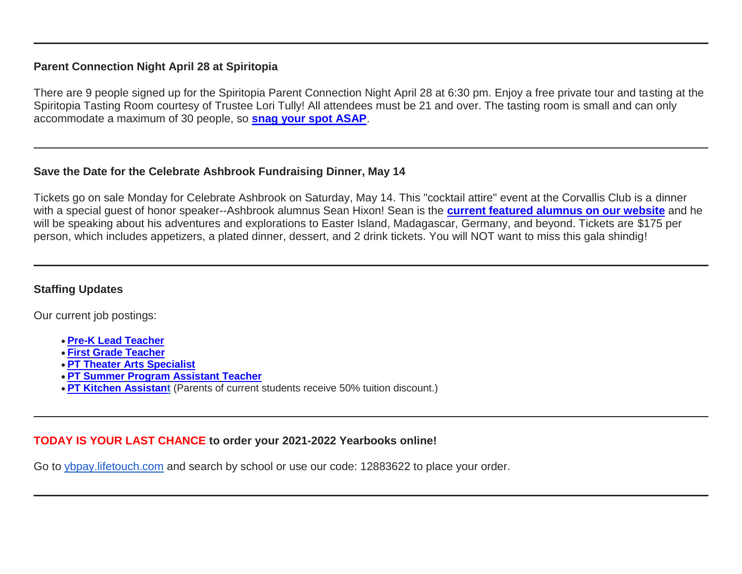---

**Parent Connection Night April 28 at Spiritopia**

There are 9 people signed up for the Spiritopia Parent Connection Night April 28 at 6:30 pm. Enjoy a free private tour and tasting at the Spiritopia Tasting Room courtesy of Trustee Lori Tully! All attendees must be 21 and over. The tasting room is small and can only accommodate a maximum of 30 people, so **snag your spot ASAP**.

---

**Save the Date for the Celebrate Ashbrook Fundraising Dinner, May 14**

Tickets go on sale Monday for Celebrate Ashbrook on Saturday, May 14. This "cocktail attire" event at the Corvallis Club is a dinner with a special guest of honor speaker--Ashbrook alumnus Sean Hixon! Sean is the **current featured alumnus on our website** and he will be speaking about his adventures and explorations to Easter Island, Madagascar, Germany, and beyond. Tickets are $175 per person, which includes appetizers, a plated dinner, dessert, and 2 drink tickets. You will NOT want to miss this gala shindig!

---

**Staffing Updates**

Our current job postings:

- **Pre-K Lead Teacher**
- **First Grade Teacher**
- **PT Theater Arts Specialist**
- **PT Summer Program Assistant Teacher**
- **PT Kitchen Assistant** (Parents of current students receive 50% tuition discount.)

---

**TODAY IS YOUR LAST CHANCE to order your 2021-2022 Yearbooks online!**

Go to ybpay.lifetouch.com and search by school or use our code: 12883622 to place your order.

---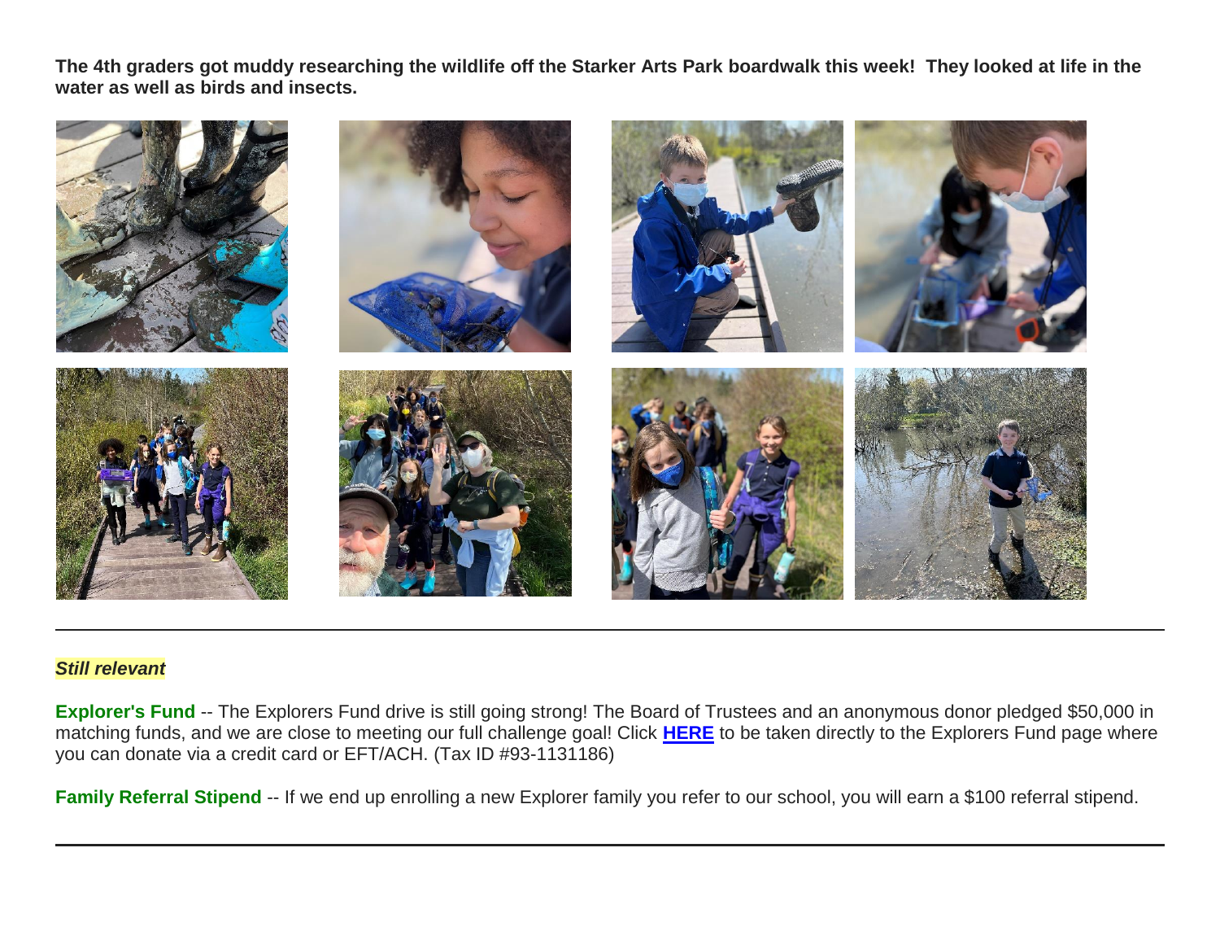**The 4th graders got muddy researching the wildlife off the Starker Arts Park boardwalk this week!  They looked at life in the water as well as birds and insects.**

---

***Still relevant***

**Explorer's Fund** -- The Explorers Fund drive is still going strong! The Board of Trustees and an anonymous donor pledged $50,000 in matching funds, and we are close to meeting our full challenge goal! Click **HERE** to be taken directly to the Explorers Fund page where you can donate via a credit card or EFT/ACH. (Tax ID #93-1131186)

**Family Referral Stipend** -- If we end up enrolling a new Explorer family you refer to our school, you will earn a $100 referral stipend.

---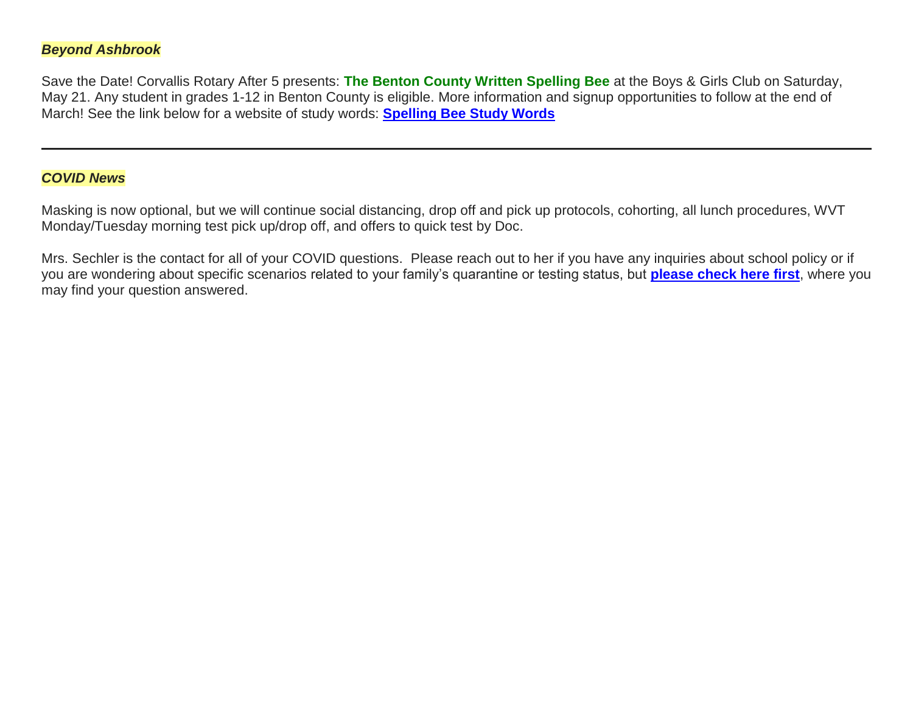***Beyond Ashbrook***

Save the Date! Corvallis Rotary After 5 presents: **The Benton County Written Spelling Bee** at the Boys & Girls Club on Saturday, May 21. Any student in grades 1-12 in Benton County is eligible. More information and signup opportunities to follow at the end of March! See the link below for a website of study words: **Spelling Bee Study Words**

---

***COVID News***

Masking is now optional, but we will continue social distancing, drop off and pick up protocols, cohorting, all lunch procedures, WVT Monday/Tuesday morning test pick up/drop off, and offers to quick test by Doc.

Mrs. Sechler is the contact for all of your COVID questions. Please reach out to her if you have any inquiries about school policy or if you are wondering about specific scenarios related to your family's quarantine or testing status, but **please check here first**, where you may find your question answered.